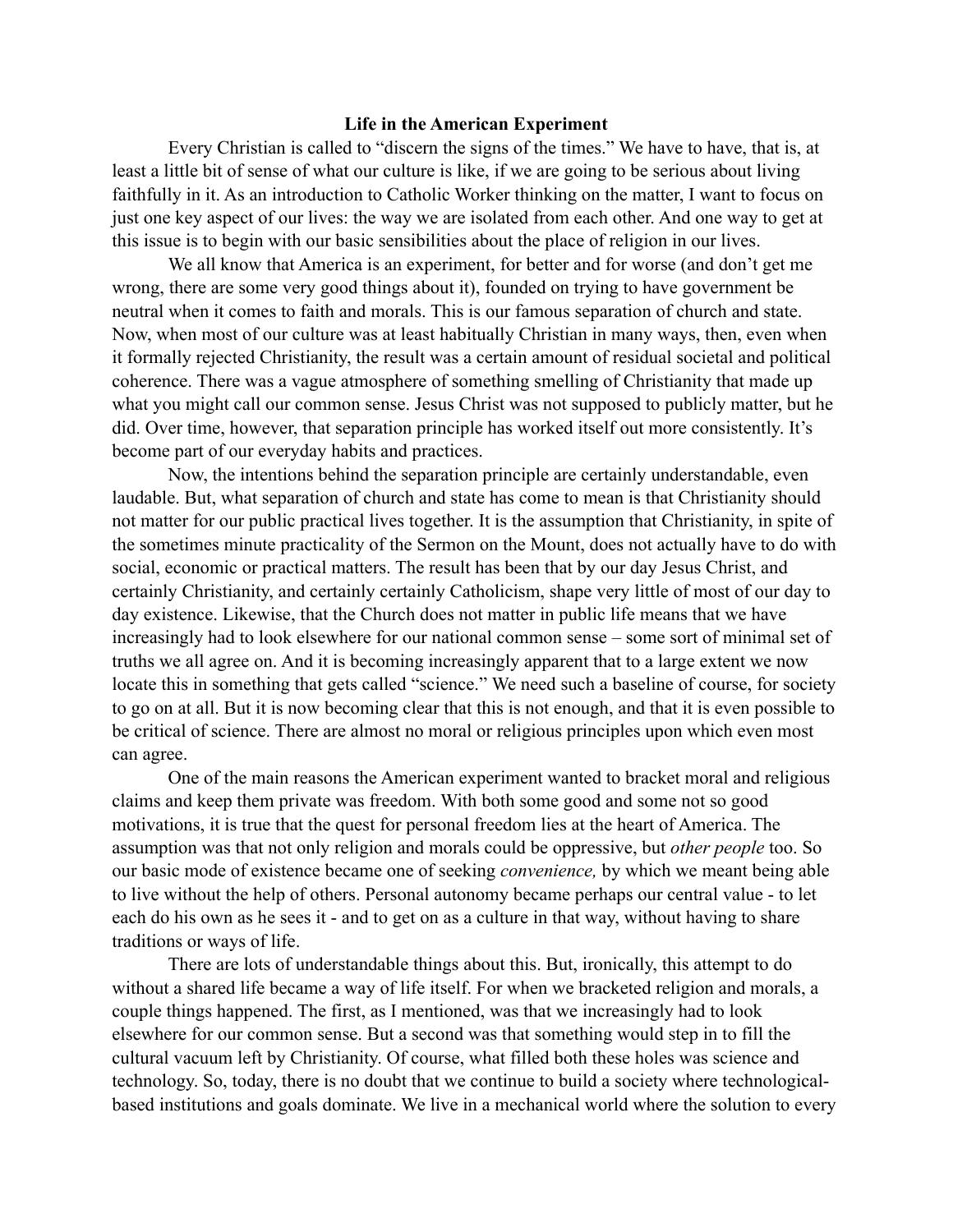# Life in the American Experiment

Every Christian is called to "discern the signs of the times." We have to have, that is, at least a little bit of sense of what our culture is like, if we are going to be serious about living faithfully in it. As an introduction to Catholic Worker thinking on the matter, I want to focus on just one key aspect of our lives: the way we are isolated from each other. And one way to get at this issue is to begin with our basic sensibilities about the place of religion in our lives.

We all know that America is an experiment, for better and for worse (and don't get me wrong, there are some very good things about it), founded on trying to have government be neutral when it comes to faith and morals. This is our famous separation of church and state. Now, when most of our culture was at least habitually Christian in many ways, then, even when it formally rejected Christianity, the result was a certain amount of residual societal and political coherence. There was a vague atmosphere of something smelling of Christianity that made up what you might call our common sense. Jesus Christ was not supposed to publicly matter, but he did. Over time, however, that separation principle has worked itself out more consistently. It's become part of our everyday habits and practices.

Now, the intentions behind the separation principle are certainly understandable, even laudable. But, what separation of church and state has come to mean is that Christianity should not matter for our public practical lives together. It is the assumption that Christianity, in spite of the sometimes minute practicality of the Sermon on the Mount, does not actually have to do with social, economic or practical matters. The result has been that by our day Jesus Christ, and certainly Christianity, and certainly certainly Catholicism, shape very little of most of our day to day existence. Likewise, that the Church does not matter in public life means that we have increasingly had to look elsewhere for our national common sense – some sort of minimal set of truths we all agree on. And it is becoming increasingly apparent that to a large extent we now locate this in something that gets called "science." We need such a baseline of course, for society to go on at all. But it is now becoming clear that this is not enough, and that it is even possible to be critical of science. There are almost no moral or religious principles upon which even most can agree.

One of the main reasons the American experiment wanted to bracket moral and religious claims and keep them private was freedom. With both some good and some not so good motivations, it is true that the quest for personal freedom lies at the heart of America. The assumption was that not only religion and morals could be oppressive, but *other people* too. So our basic mode of existence became one of seeking *convenience,* by which we meant being able to live without the help of others. Personal autonomy became perhaps our central value - to let each do his own as he sees it - and to get on as a culture in that way, without having to share traditions or ways of life.

There are lots of understandable things about this. But, ironically, this attempt to do without a shared life became a way of life itself. For when we bracketed religion and morals, a couple things happened. The first, as I mentioned, was that we increasingly had to look elsewhere for our common sense. But a second was that something would step in to fill the cultural vacuum left by Christianity. Of course, what filled both these holes was science and technology. So, today, there is no doubt that we continue to build a society where technological-based institutions and goals dominate. We live in a mechanical world where the solution to every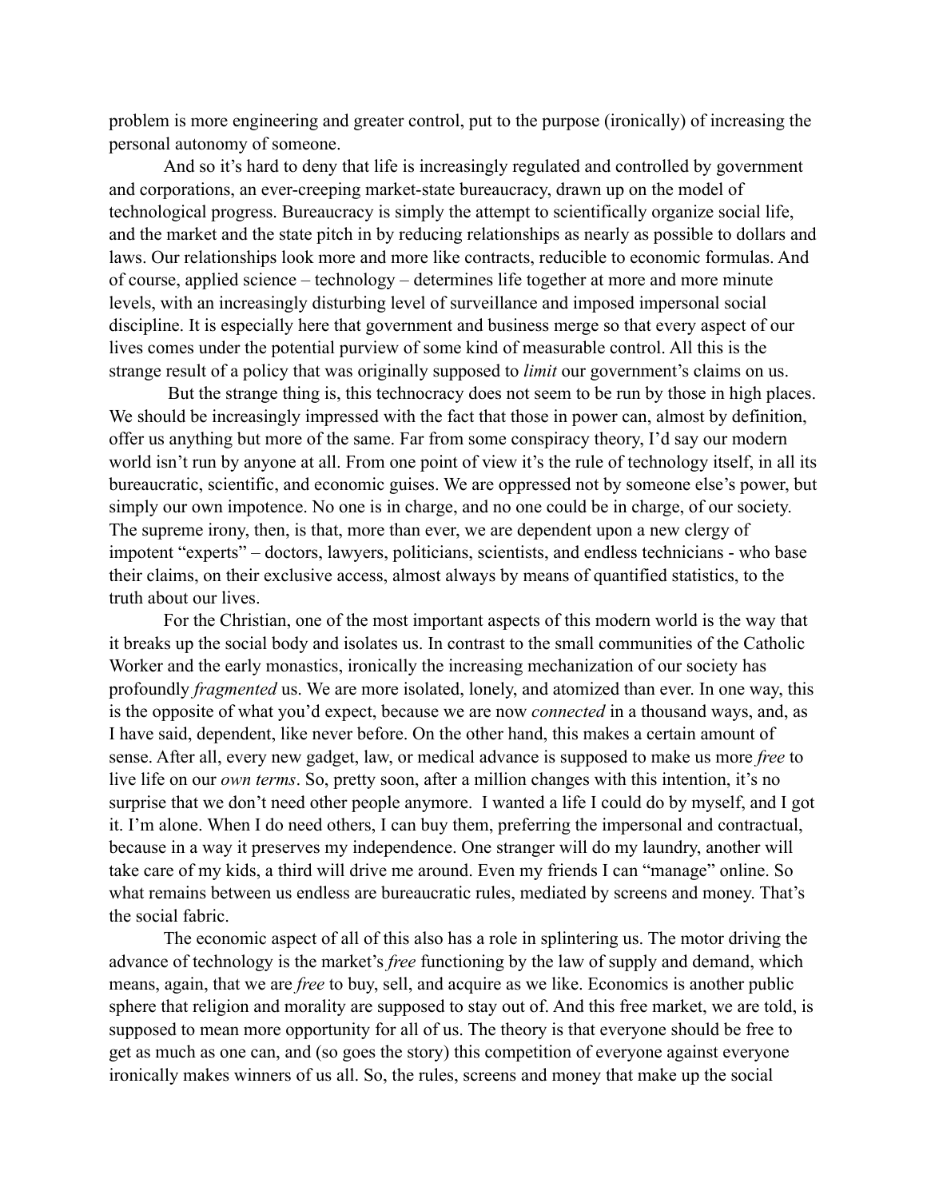problem is more engineering and greater control, put to the purpose (ironically) of increasing the personal autonomy of someone.

And so it's hard to deny that life is increasingly regulated and controlled by government and corporations, an ever-creeping market-state bureaucracy, drawn up on the model of technological progress. Bureaucracy is simply the attempt to scientifically organize social life, and the market and the state pitch in by reducing relationships as nearly as possible to dollars and laws. Our relationships look more and more like contracts, reducible to economic formulas. And of course, applied science – technology – determines life together at more and more minute levels, with an increasingly disturbing level of surveillance and imposed impersonal social discipline. It is especially here that government and business merge so that every aspect of our lives comes under the potential purview of some kind of measurable control. All this is the strange result of a policy that was originally supposed to *limit* our government's claims on us.

But the strange thing is, this technocracy does not seem to be run by those in high places. We should be increasingly impressed with the fact that those in power can, almost by definition, offer us anything but more of the same. Far from some conspiracy theory, I'd say our modern world isn't run by anyone at all. From one point of view it's the rule of technology itself, in all its bureaucratic, scientific, and economic guises. We are oppressed not by someone else's power, but simply our own impotence. No one is in charge, and no one could be in charge, of our society. The supreme irony, then, is that, more than ever, we are dependent upon a new clergy of impotent "experts" – doctors, lawyers, politicians, scientists, and endless technicians - who base their claims, on their exclusive access, almost always by means of quantified statistics, to the truth about our lives.

For the Christian, one of the most important aspects of this modern world is the way that it breaks up the social body and isolates us. In contrast to the small communities of the Catholic Worker and the early monastics, ironically the increasing mechanization of our society has profoundly *fragmented* us. We are more isolated, lonely, and atomized than ever. In one way, this is the opposite of what you'd expect, because we are now *connected* in a thousand ways, and, as I have said, dependent, like never before. On the other hand, this makes a certain amount of sense. After all, every new gadget, law, or medical advance is supposed to make us more *free* to live life on our *own terms*. So, pretty soon, after a million changes with this intention, it's no surprise that we don't need other people anymore. I wanted a life I could do by myself, and I got it. I'm alone. When I do need others, I can buy them, preferring the impersonal and contractual, because in a way it preserves my independence. One stranger will do my laundry, another will take care of my kids, a third will drive me around. Even my friends I can "manage" online. So what remains between us endless are bureaucratic rules, mediated by screens and money. That's the social fabric.

The economic aspect of all of this also has a role in splintering us. The motor driving the advance of technology is the market's *free* functioning by the law of supply and demand, which means, again, that we are *free* to buy, sell, and acquire as we like. Economics is another public sphere that religion and morality are supposed to stay out of. And this free market, we are told, is supposed to mean more opportunity for all of us. The theory is that everyone should be free to get as much as one can, and (so goes the story) this competition of everyone against everyone ironically makes winners of us all. So, the rules, screens and money that make up the social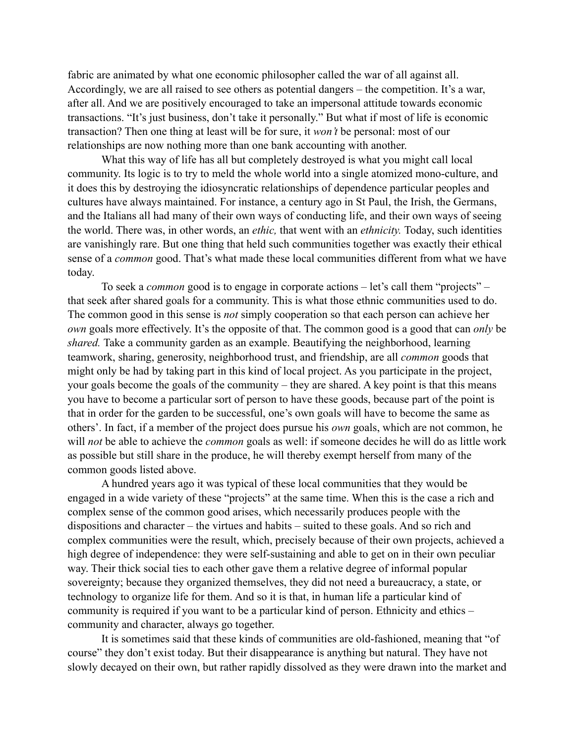fabric are animated by what one economic philosopher called the war of all against all. Accordingly, we are all raised to see others as potential dangers – the competition. It's a war, after all. And we are positively encouraged to take an impersonal attitude towards economic transactions. "It's just business, don't take it personally." But what if most of life is economic transaction? Then one thing at least will be for sure, it *won't* be personal: most of our relationships are now nothing more than one bank accounting with another.

What this way of life has all but completely destroyed is what you might call local community. Its logic is to try to meld the whole world into a single atomized mono-culture, and it does this by destroying the idiosyncratic relationships of dependence particular peoples and cultures have always maintained. For instance, a century ago in St Paul, the Irish, the Germans, and the Italians all had many of their own ways of conducting life, and their own ways of seeing the world. There was, in other words, an *ethic,* that went with an *ethnicity.* Today, such identities are vanishingly rare. But one thing that held such communities together was exactly their ethical sense of a *common* good. That's what made these local communities different from what we have today.

To seek a *common* good is to engage in corporate actions – let's call them "projects" – that seek after shared goals for a community. This is what those ethnic communities used to do. The common good in this sense is *not* simply cooperation so that each person can achieve her *own* goals more effectively. It's the opposite of that. The common good is a good that can *only* be *shared.* Take a community garden as an example. Beautifying the neighborhood, learning teamwork, sharing, generosity, neighborhood trust, and friendship, are all *common* goods that might only be had by taking part in this kind of local project. As you participate in the project, your goals become the goals of the community – they are shared. A key point is that this means you have to become a particular sort of person to have these goods, because part of the point is that in order for the garden to be successful, one's own goals will have to become the same as others'. In fact, if a member of the project does pursue his *own* goals, which are not common, he will *not* be able to achieve the *common* goals as well: if someone decides he will do as little work as possible but still share in the produce, he will thereby exempt herself from many of the common goods listed above.

A hundred years ago it was typical of these local communities that they would be engaged in a wide variety of these "projects" at the same time. When this is the case a rich and complex sense of the common good arises, which necessarily produces people with the dispositions and character – the virtues and habits – suited to these goals. And so rich and complex communities were the result, which, precisely because of their own projects, achieved a high degree of independence: they were self-sustaining and able to get on in their own peculiar way. Their thick social ties to each other gave them a relative degree of informal popular sovereignty; because they organized themselves, they did not need a bureaucracy, a state, or technology to organize life for them. And so it is that, in human life a particular kind of community is required if you want to be a particular kind of person. Ethnicity and ethics – community and character, always go together.

It is sometimes said that these kinds of communities are old-fashioned, meaning that "of course" they don't exist today. But their disappearance is anything but natural. They have not slowly decayed on their own, but rather rapidly dissolved as they were drawn into the market and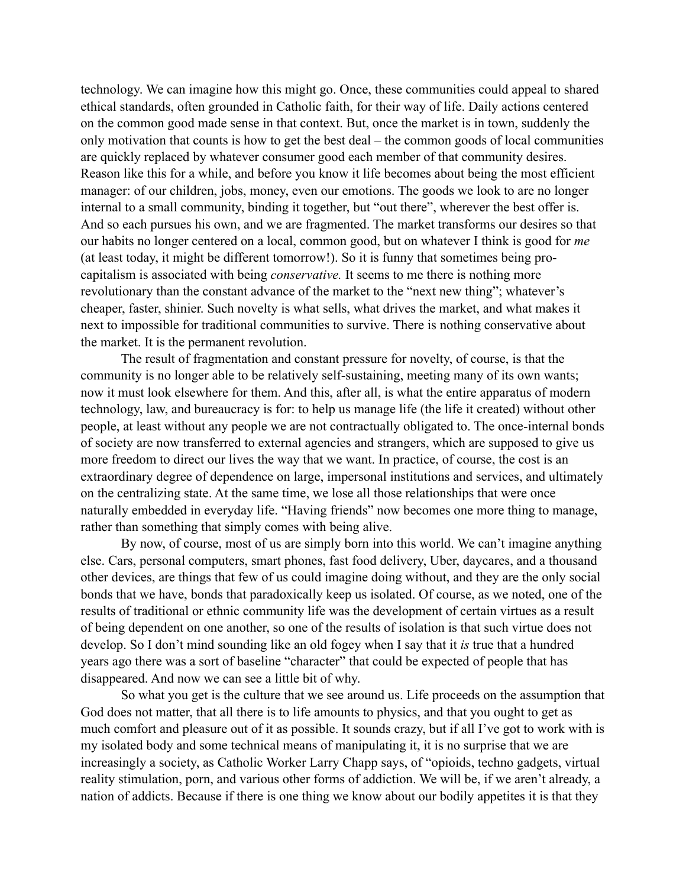technology. We can imagine how this might go. Once, these communities could appeal to shared ethical standards, often grounded in Catholic faith, for their way of life. Daily actions centered on the common good made sense in that context. But, once the market is in town, suddenly the only motivation that counts is how to get the best deal – the common goods of local communities are quickly replaced by whatever consumer good each member of that community desires. Reason like this for a while, and before you know it life becomes about being the most efficient manager: of our children, jobs, money, even our emotions. The goods we look to are no longer internal to a small community, binding it together, but "out there", wherever the best offer is. And so each pursues his own, and we are fragmented. The market transforms our desires so that our habits no longer centered on a local, common good, but on whatever I think is good for *me* (at least today, it might be different tomorrow!). So it is funny that sometimes being pro-capitalism is associated with being *conservative.* It seems to me there is nothing more revolutionary than the constant advance of the market to the "next new thing"; whatever's cheaper, faster, shinier. Such novelty is what sells, what drives the market, and what makes it next to impossible for traditional communities to survive. There is nothing conservative about the market. It is the permanent revolution.

The result of fragmentation and constant pressure for novelty, of course, is that the community is no longer able to be relatively self-sustaining, meeting many of its own wants; now it must look elsewhere for them. And this, after all, is what the entire apparatus of modern technology, law, and bureaucracy is for: to help us manage life (the life it created) without other people, at least without any people we are not contractually obligated to. The once-internal bonds of society are now transferred to external agencies and strangers, which are supposed to give us more freedom to direct our lives the way that we want. In practice, of course, the cost is an extraordinary degree of dependence on large, impersonal institutions and services, and ultimately on the centralizing state. At the same time, we lose all those relationships that were once naturally embedded in everyday life. "Having friends" now becomes one more thing to manage, rather than something that simply comes with being alive.

By now, of course, most of us are simply born into this world. We can't imagine anything else. Cars, personal computers, smart phones, fast food delivery, Uber, daycares, and a thousand other devices, are things that few of us could imagine doing without, and they are the only social bonds that we have, bonds that paradoxically keep us isolated. Of course, as we noted, one of the results of traditional or ethnic community life was the development of certain virtues as a result of being dependent on one another, so one of the results of isolation is that such virtue does not develop. So I don't mind sounding like an old fogey when I say that it *is* true that a hundred years ago there was a sort of baseline "character" that could be expected of people that has disappeared. And now we can see a little bit of why.

So what you get is the culture that we see around us. Life proceeds on the assumption that God does not matter, that all there is to life amounts to physics, and that you ought to get as much comfort and pleasure out of it as possible. It sounds crazy, but if all I've got to work with is my isolated body and some technical means of manipulating it, it is no surprise that we are increasingly a society, as Catholic Worker Larry Chapp says, of "opioids, techno gadgets, virtual reality stimulation, porn, and various other forms of addiction. We will be, if we aren't already, a nation of addicts. Because if there is one thing we know about our bodily appetites it is that they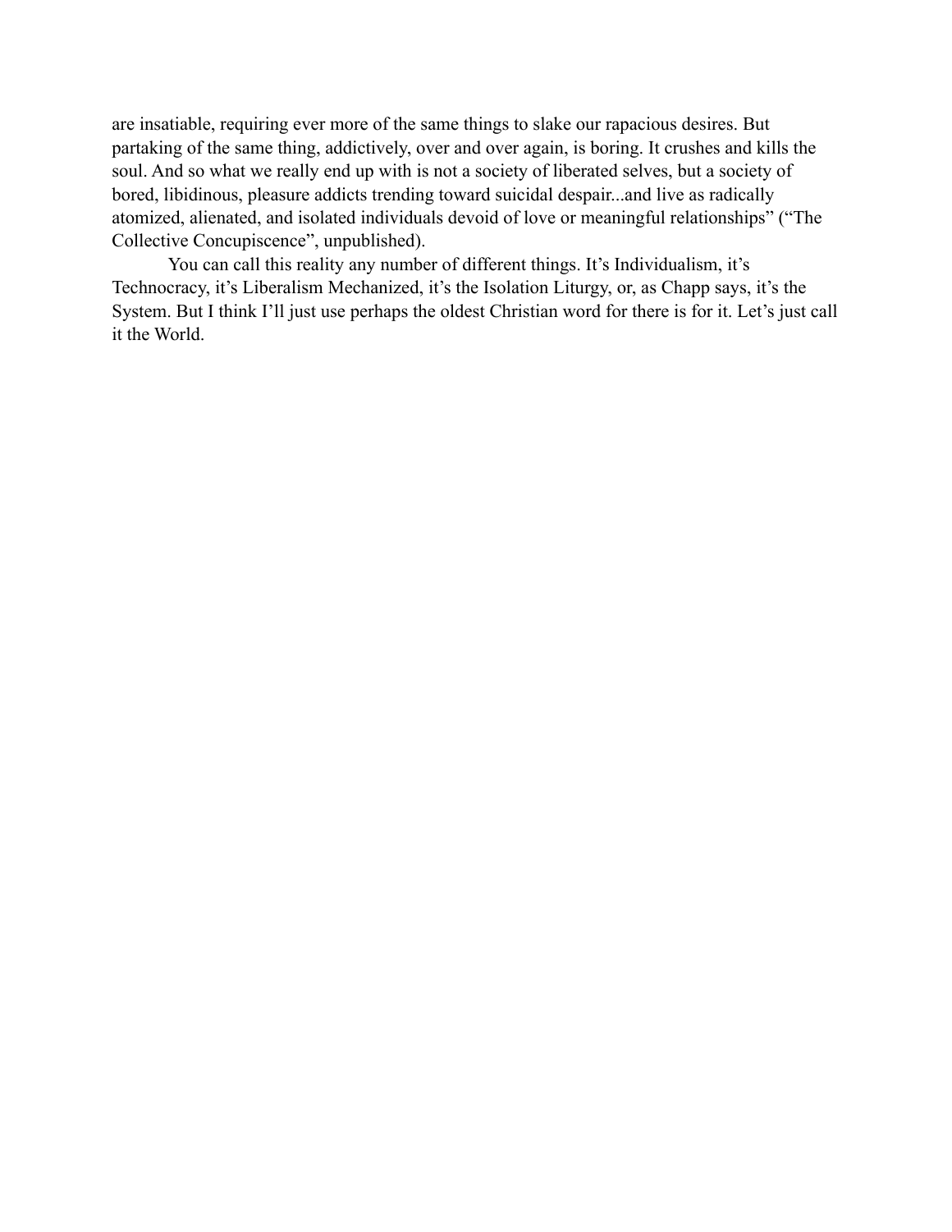are insatiable, requiring ever more of the same things to slake our rapacious desires. But partaking of the same thing, addictively, over and over again, is boring. It crushes and kills the soul. And so what we really end up with is not a society of liberated selves, but a society of bored, libidinous, pleasure addicts trending toward suicidal despair...and live as radically atomized, alienated, and isolated individuals devoid of love or meaningful relationships" ("The Collective Concupiscence", unpublished).

You can call this reality any number of different things. It's Individualism, it's Technocracy, it's Liberalism Mechanized, it's the Isolation Liturgy, or, as Chapp says, it's the System. But I think I'll just use perhaps the oldest Christian word for there is for it. Let's just call it the World.